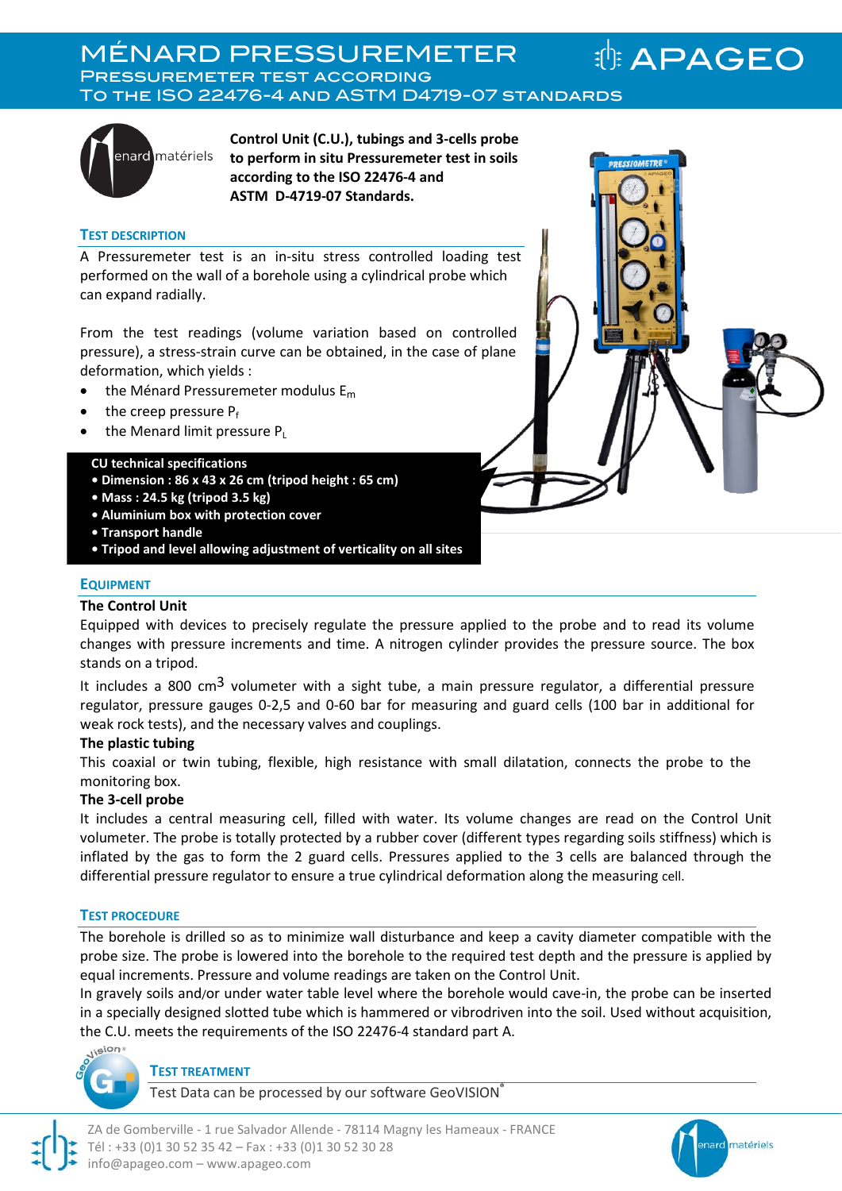# MÉNARD PRESSUREMETER

## Pressuremeter test according to the ISO 22476-4 and ASTM D4719-07 standards

APAGEO

**Control Unit (C.U.), tubings and 3-cells probe to perform in situ Pressuremeter test in soils according to the ISO 22476-4 and ASTM D-4719-07 Standards.**

### Test description

A Pressuremeter test is an in-situ stress controlled loading test performed on the wall of a borehole using a cylindrical probe which can expand radially.

From the test readings (volume variation based on controlled pressure), a stress-strain curve can be obtained, in the case of plane deformation, which yields :

- the Ménard Pressuremeter modulus $E_m$
- the creep pressure $P_f$
- the Menard limit pressure $P_L$

**CU technical specifications**

- **Dimension : 86 x 43 x 26 cm (tripod height : 65 cm)**
- **Mass : 24.5 kg (tripod 3.5 kg)**
- **Aluminium box with protection cover**
- **Transport handle**
- **Tripod and level allowing adjustment of verticality on all sites**

### Equipment

**The Control Unit**

Equipped with devices to precisely regulate the pressure applied to the probe and to read its volume changes with pressure increments and time. A nitrogen cylinder provides the pressure source. The box stands on a tripod.

It includes a 800 $cm^3$ volumeter with a sight tube, a main pressure regulator, a differential pressure regulator, pressure gauges 0-2,5 and 0-60 bar for measuring and guard cells (100 bar in additional for weak rock tests), and the necessary valves and couplings.

**The plastic tubing**

This coaxial or twin tubing, flexible, high resistance with small dilatation, connects the probe to the monitoring box.

**The 3-cell probe**

It includes a central measuring cell, filled with water. Its volume changes are read on the Control Unit volumeter. The probe is totally protected by a rubber cover (different types regarding soils stiffness) which is inflated by the gas to form the 2 guard cells. Pressures applied to the 3 cells are balanced through the differential pressure regulator to ensure a true cylindrical deformation along the measuring cell.

### Test procedure

The borehole is drilled so as to minimize wall disturbance and keep a cavity diameter compatible with the probe size. The probe is lowered into the borehole to the required test depth and the pressure is applied by equal increments. Pressure and volume readings are taken on the Control Unit.

In gravely soils and/or under water table level where the borehole would cave-in, the probe can be inserted in a specially designed slotted tube which is hammered or vibrodriven into the soil. Used without acquisition, the C.U. meets the requirements of the ISO 22476-4 standard part A.

### Test treatment

Test Data can be processed by our software GeoVISION®

ZA de Gomberville - 1 rue Salvador Allende - 78114 Magny les Hameaux - FRANCE
Tél : +33 (0)1 30 52 35 42 – Fax : +33 (0)1 30 52 30 28
info@apageo.com – www.apageo.com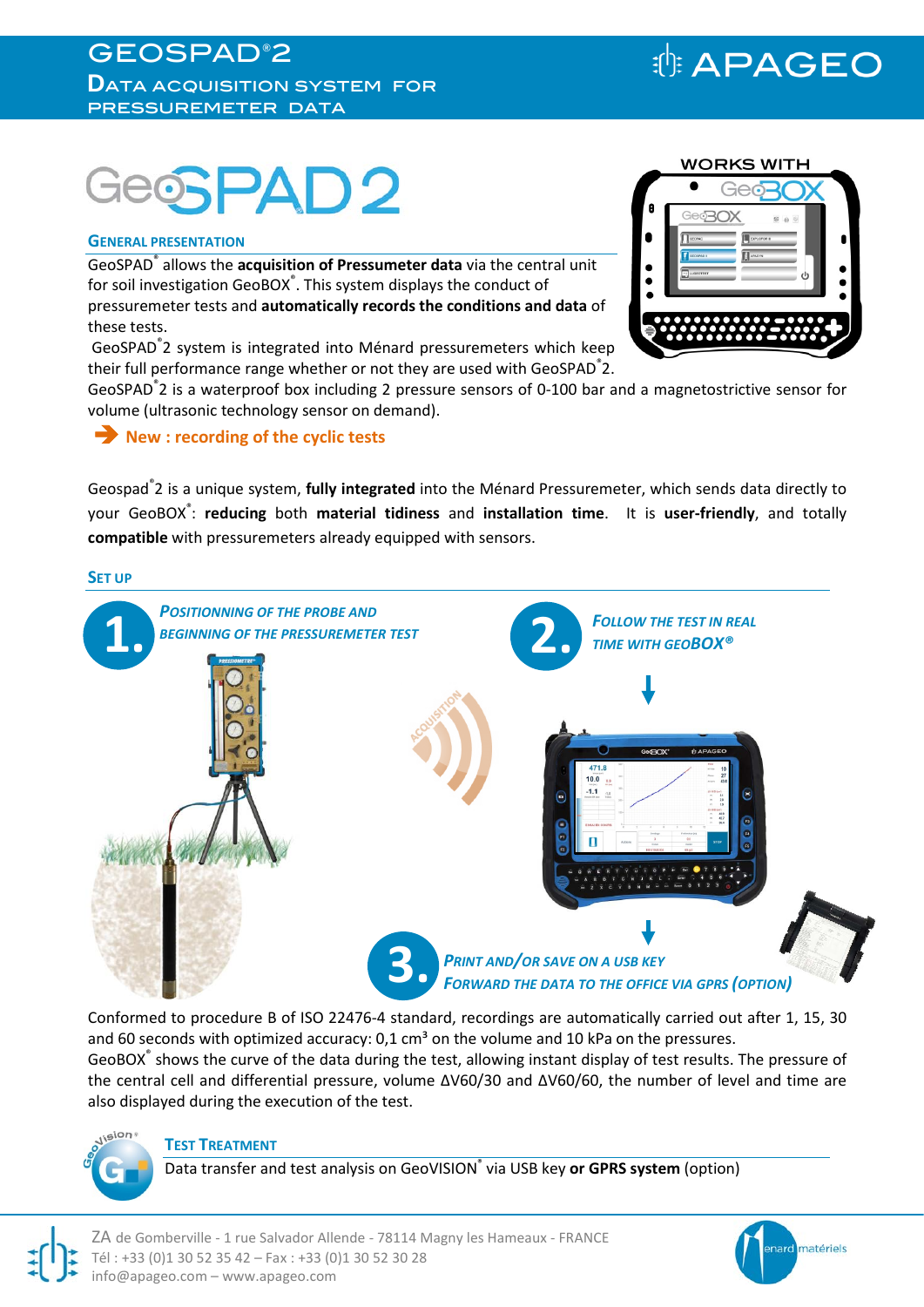# GEOSPAD®2

## Data acquisition system for pressuremeter data

APAGEO

GeoSPAD 2

WORKS WITH GeoBOX

## General presentation

GeoSPAD® allows the **acquisition of Pressumeter data** via the central unit for soil investigation GeoBOX®. This system displays the conduct of pressuremeter tests and **automatically records the conditions and data** of these tests.

GeoSPAD®2 system is integrated into Ménard pressuremeters which keep their full performance range whether or not they are used with GeoSPAD®2.

GeoSPAD®2 is a waterproof box including 2 pressure sensors of 0-100 bar and a magnetostrictive sensor for volume (ultrasonic technology sensor on demand).

➔ **New : recording of the cyclic tests**

Geospad®2 is a unique system, **fully integrated** into the Ménard Pressuremeter, which sends data directly to your GeoBOX®: **reducing** both **material tidiness** and **installation time**. It is **user-friendly**, and totally **compatible** with pressuremeters already equipped with sensors.

## Set up

**1.** *Positionning of the probe and beginning of the pressuremeter test*

**2.** *Follow the test in real time with GeoBOX®*

**3.** *Print and/or save on a USB key*
*Forward the data to the office via GPRS (option)*

Conformed to procedure B of ISO 22476-4 standard, recordings are automatically carried out after 1, 15, 30 and 60 seconds with optimized accuracy: 0,1 $cm^3$ on the volume and 10 kPa on the pressures.

GeoBOX® shows the curve of the data during the test, allowing instant display of test results. The pressure of the central cell and differential pressure, volume ΔV60/30 and ΔV60/60, the number of level and time are also displayed during the execution of the test.

## Test Treatment

Data transfer and test analysis on GeoVISION® via USB key **or GPRS system** (option)

ZA de Gomberville - 1 rue Salvador Allende - 78114 Magny les Hameaux - FRANCE
Tél : +33 (0)1 30 52 35 42 – Fax : +33 (0)1 30 52 30 28
info@apageo.com – www.apageo.com